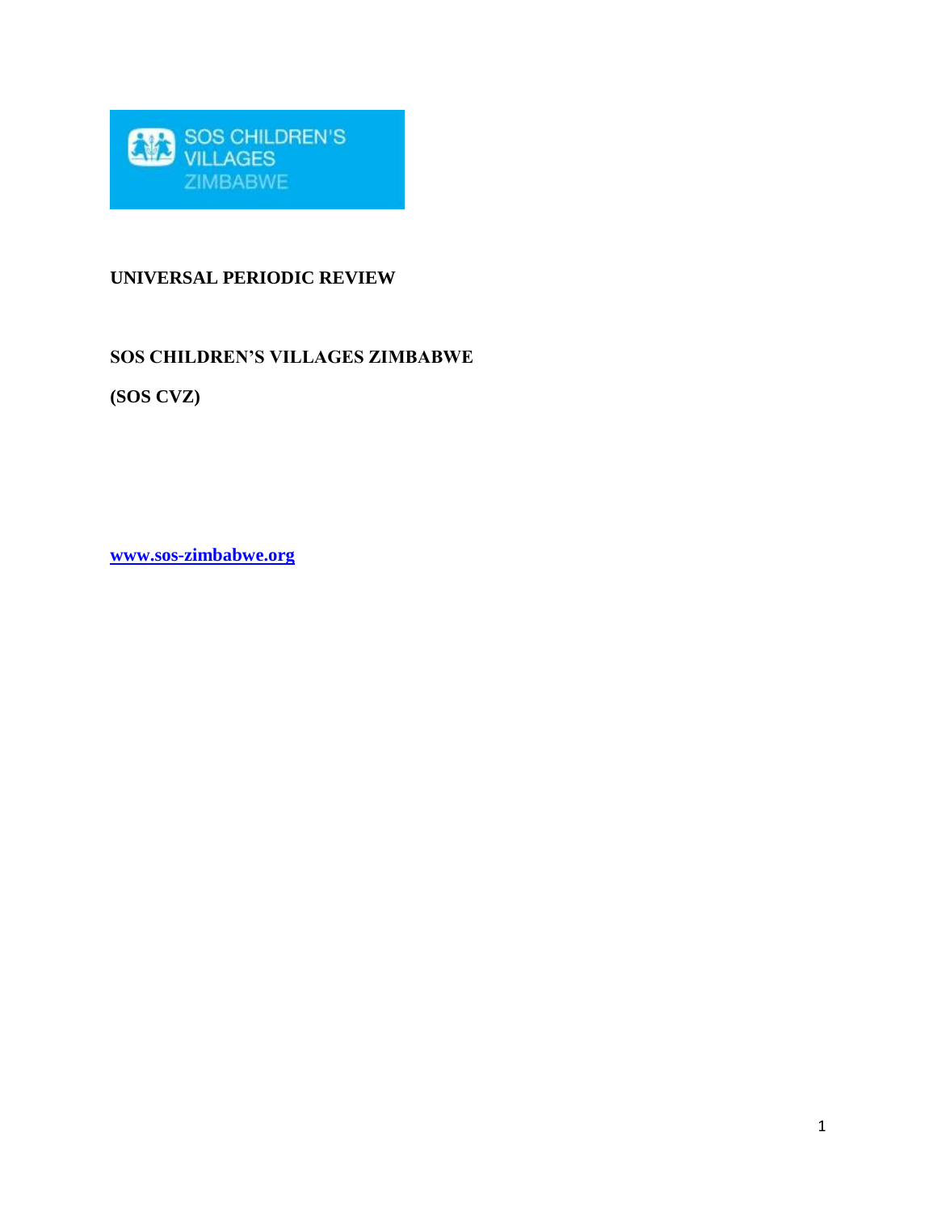SOS CHILDREN'S VILLAGES ZIMBABWE

**UNIVERSAL PERIODIC REVIEW**

**SOS CHILDREN'S VILLAGES ZIMBABWE**

**(SOS CVZ)**

**[www.sos-zimbabwe.org](http://www.sos-zimbabwe.org)**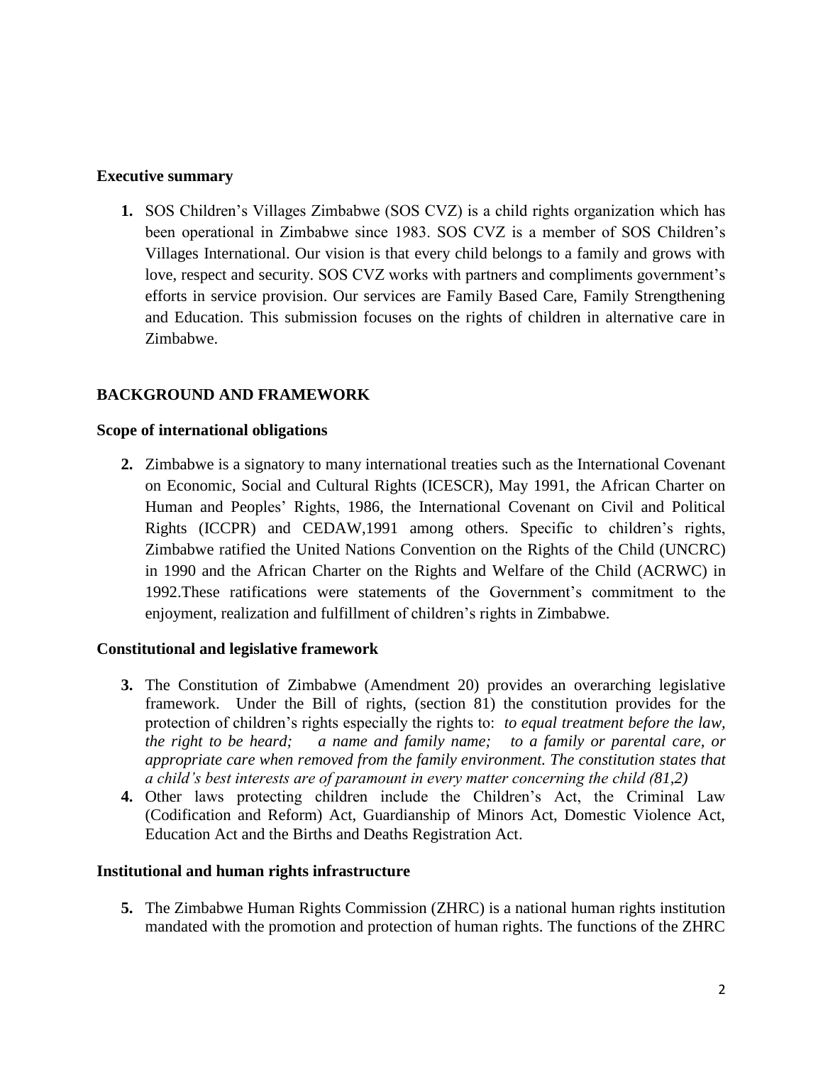**Executive summary**

1. SOS Children's Villages Zimbabwe (SOS CVZ) is a child rights organization which has been operational in Zimbabwe since 1983. SOS CVZ is a member of SOS Children's Villages International. Our vision is that every child belongs to a family and grows with love, respect and security. SOS CVZ works with partners and compliments government's efforts in service provision. Our services are Family Based Care, Family Strengthening and Education. This submission focuses on the rights of children in alternative care in Zimbabwe.

## BACKGROUND AND FRAMEWORK

**Scope of international obligations**

2. Zimbabwe is a signatory to many international treaties such as the International Covenant on Economic, Social and Cultural Rights (ICESCR), May 1991, the African Charter on Human and Peoples' Rights, 1986, the International Covenant on Civil and Political Rights (ICCPR) and CEDAW,1991 among others. Specific to children's rights, Zimbabwe ratified the United Nations Convention on the Rights of the Child (UNCRC) in 1990 and the African Charter on the Rights and Welfare of the Child (ACRWC) in 1992.These ratifications were statements of the Government's commitment to the enjoyment, realization and fulfillment of children's rights in Zimbabwe.

**Constitutional and legislative framework**

3. The Constitution of Zimbabwe (Amendment 20) provides an overarching legislative framework. Under the Bill of rights, (section 81) the constitution provides for the protection of children's rights especially the rights to: *to equal treatment before the law, the right to be heard; a name and family name; to a family or parental care, or appropriate care when removed from the family environment. The constitution states that a child's best interests are of paramount in every matter concerning the child (81,2)*
4. Other laws protecting children include the Children's Act, the Criminal Law (Codification and Reform) Act, Guardianship of Minors Act, Domestic Violence Act, Education Act and the Births and Deaths Registration Act.

**Institutional and human rights infrastructure**

5. The Zimbabwe Human Rights Commission (ZHRC) is a national human rights institution mandated with the promotion and protection of human rights. The functions of the ZHRC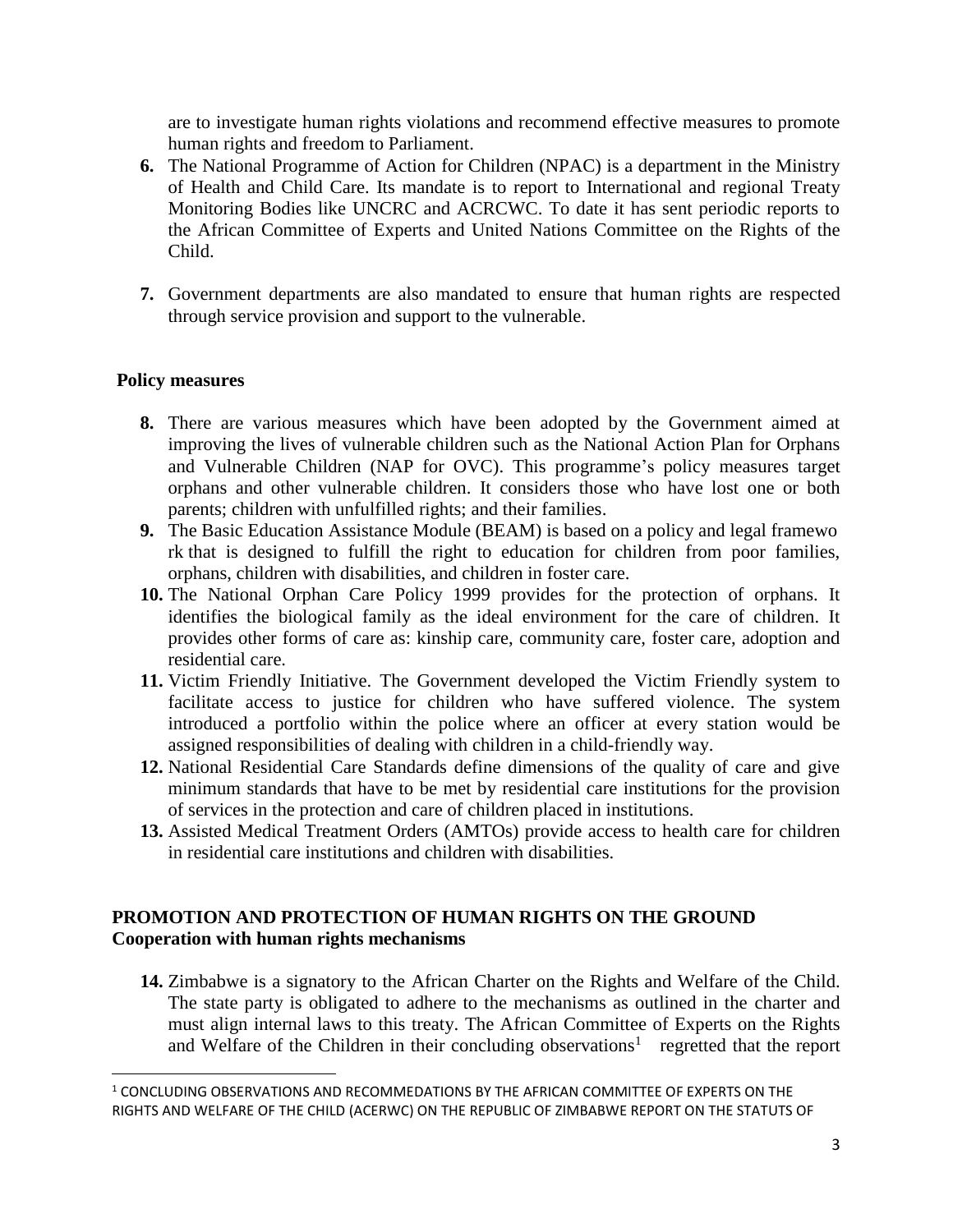are to investigate human rights violations and recommend effective measures to promote human rights and freedom to Parliament.

6. The National Programme of Action for Children (NPAC) is a department in the Ministry of Health and Child Care. Its mandate is to report to International and regional Treaty Monitoring Bodies like UNCRC and ACRCWC. To date it has sent periodic reports to the African Committee of Experts and United Nations Committee on the Rights of the Child.

7. Government departments are also mandated to ensure that human rights are respected through service provision and support to the vulnerable.

**Policy measures**

8. There are various measures which have been adopted by the Government aimed at improving the lives of vulnerable children such as the National Action Plan for Orphans and Vulnerable Children (NAP for OVC). This programme's policy measures target orphans and other vulnerable children. It considers those who have lost one or both parents; children with unfulfilled rights; and their families.
9. The Basic Education Assistance Module (BEAM) is based on a policy and legal framewo rk that is designed to fulfill the right to education for children from poor families, orphans, children with disabilities, and children in foster care.
10. The National Orphan Care Policy 1999 provides for the protection of orphans. It identifies the biological family as the ideal environment for the care of children. It provides other forms of care as: kinship care, community care, foster care, adoption and residential care.
11. Victim Friendly Initiative. The Government developed the Victim Friendly system to facilitate access to justice for children who have suffered violence. The system introduced a portfolio within the police where an officer at every station would be assigned responsibilities of dealing with children in a child-friendly way.
12. National Residential Care Standards define dimensions of the quality of care and give minimum standards that have to be met by residential care institutions for the provision of services in the protection and care of children placed in institutions.
13. Assisted Medical Treatment Orders (AMTOs) provide access to health care for children in residential care institutions and children with disabilities.

**PROMOTION AND PROTECTION OF HUMAN RIGHTS ON THE GROUND**
**Cooperation with human rights mechanisms**

14. Zimbabwe is a signatory to the African Charter on the Rights and Welfare of the Child. The state party is obligated to adhere to the mechanisms as outlined in the charter and must align internal laws to this treaty. The African Committee of Experts on the Rights and Welfare of the Children in their concluding observations[1] regretted that the report

[1] CONCLUDING OBSERVATIONS AND RECOMMEDATIONS BY THE AFRICAN COMMITTEE OF EXPERTS ON THE RIGHTS AND WELFARE OF THE CHILD (ACERWC) ON THE REPUBLIC OF ZIMBABWE REPORT ON THE STATUTS OF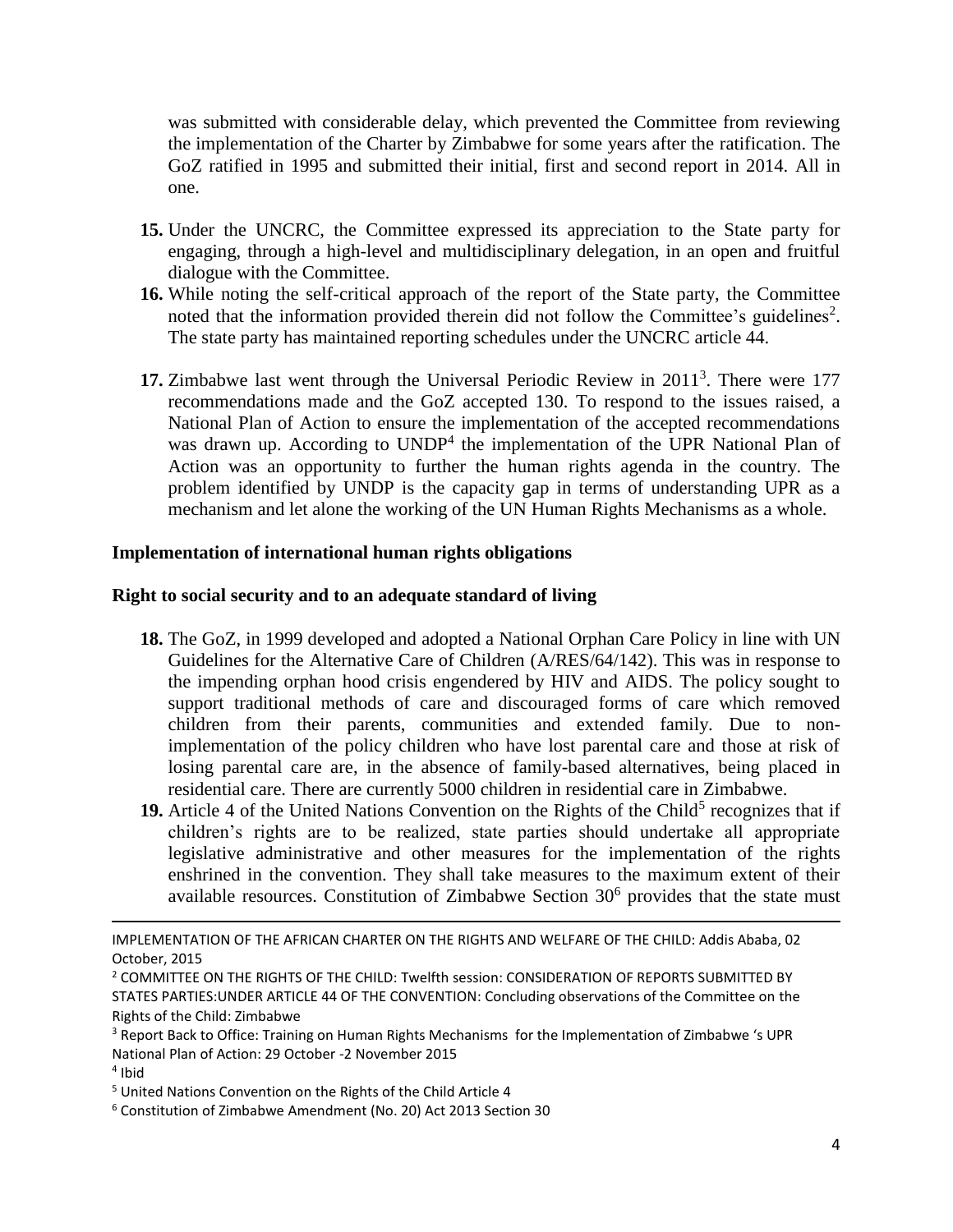was submitted with considerable delay, which prevented the Committee from reviewing the implementation of the Charter by Zimbabwe for some years after the ratification. The GoZ ratified in 1995 and submitted their initial, first and second report in 2014. All in one.

**15.** Under the UNCRC, the Committee expressed its appreciation to the State party for engaging, through a high-level and multidisciplinary delegation, in an open and fruitful dialogue with the Committee.

**16.** While noting the self-critical approach of the report of the State party, the Committee noted that the information provided therein did not follow the Committee's guidelines[2]. The state party has maintained reporting schedules under the UNCRC article 44.

**17.** Zimbabwe last went through the Universal Periodic Review in 2011[3]. There were 177 recommendations made and the GoZ accepted 130. To respond to the issues raised, a National Plan of Action to ensure the implementation of the accepted recommendations was drawn up. According to UNDP[4] the implementation of the UPR National Plan of Action was an opportunity to further the human rights agenda in the country. The problem identified by UNDP is the capacity gap in terms of understanding UPR as a mechanism and let alone the working of the UN Human Rights Mechanisms as a whole.

**Implementation of international human rights obligations**

**Right to social security and to an adequate standard of living**

**18.** The GoZ, in 1999 developed and adopted a National Orphan Care Policy in line with UN Guidelines for the Alternative Care of Children (A/RES/64/142). This was in response to the impending orphan hood crisis engendered by HIV and AIDS. The policy sought to support traditional methods of care and discouraged forms of care which removed children from their parents, communities and extended family. Due to non-implementation of the policy children who have lost parental care and those at risk of losing parental care are, in the absence of family-based alternatives, being placed in residential care. There are currently 5000 children in residential care in Zimbabwe.

**19.** Article 4 of the United Nations Convention on the Rights of the Child[5] recognizes that if children's rights are to be realized, state parties should undertake all appropriate legislative administrative and other measures for the implementation of the rights enshrined in the convention. They shall take measures to the maximum extent of their available resources. Constitution of Zimbabwe Section 30[6] provides that the state must

---

IMPLEMENTATION OF THE AFRICAN CHARTER ON THE RIGHTS AND WELFARE OF THE CHILD: Addis Ababa, 02 October, 2015

[2] COMMITTEE ON THE RIGHTS OF THE CHILD: Twelfth session: CONSIDERATION OF REPORTS SUBMITTED BY STATES PARTIES:UNDER ARTICLE 44 OF THE CONVENTION: Concluding observations of the Committee on the Rights of the Child: Zimbabwe

[3] Report Back to Office: Training on Human Rights Mechanisms for the Implementation of Zimbabwe 's UPR National Plan of Action: 29 October -2 November 2015

[4] Ibid

[5] United Nations Convention on the Rights of the Child Article 4

[6] Constitution of Zimbabwe Amendment (No. 20) Act 2013 Section 30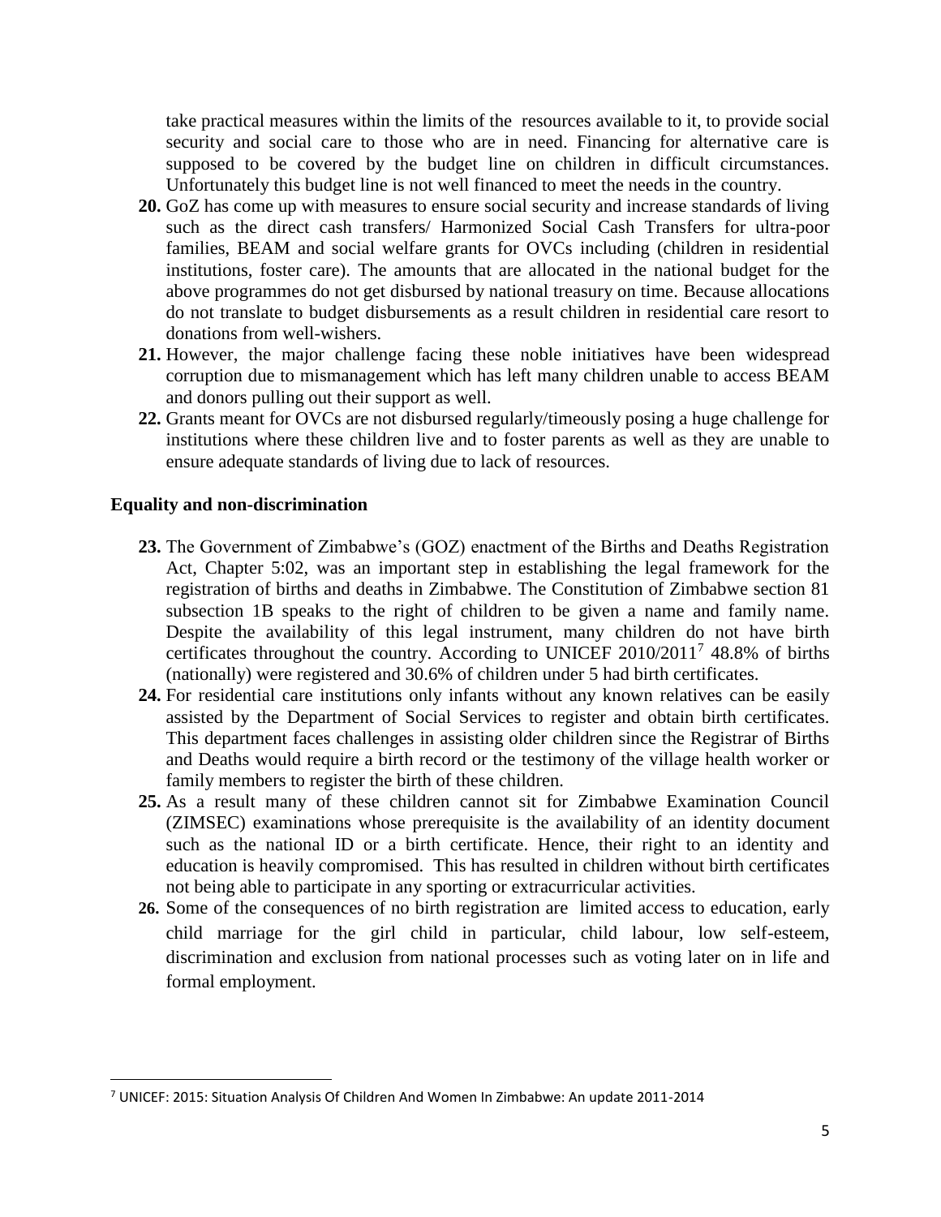take practical measures within the limits of the resources available to it, to provide social security and social care to those who are in need. Financing for alternative care is supposed to be covered by the budget line on children in difficult circumstances. Unfortunately this budget line is not well financed to meet the needs in the country.

**20.** GoZ has come up with measures to ensure social security and increase standards of living such as the direct cash transfers/ Harmonized Social Cash Transfers for ultra-poor families, BEAM and social welfare grants for OVCs including (children in residential institutions, foster care). The amounts that are allocated in the national budget for the above programmes do not get disbursed by national treasury on time. Because allocations do not translate to budget disbursements as a result children in residential care resort to donations from well-wishers.

**21.** However, the major challenge facing these noble initiatives have been widespread corruption due to mismanagement which has left many children unable to access BEAM and donors pulling out their support as well.

**22.** Grants meant for OVCs are not disbursed regularly/timeously posing a huge challenge for institutions where these children live and to foster parents as well as they are unable to ensure adequate standards of living due to lack of resources.

## Equality and non-discrimination

**23.** The Government of Zimbabwe's (GOZ) enactment of the Births and Deaths Registration Act, Chapter 5:02, was an important step in establishing the legal framework for the registration of births and deaths in Zimbabwe. The Constitution of Zimbabwe section 81 subsection 1B speaks to the right of children to be given a name and family name. Despite the availability of this legal instrument, many children do not have birth certificates throughout the country. According to UNICEF 2010/2011[7] 48.8% of births (nationally) were registered and 30.6% of children under 5 had birth certificates.

**24.** For residential care institutions only infants without any known relatives can be easily assisted by the Department of Social Services to register and obtain birth certificates. This department faces challenges in assisting older children since the Registrar of Births and Deaths would require a birth record or the testimony of the village health worker or family members to register the birth of these children.

**25.** As a result many of these children cannot sit for Zimbabwe Examination Council (ZIMSEC) examinations whose prerequisite is the availability of an identity document such as the national ID or a birth certificate. Hence, their right to an identity and education is heavily compromised. This has resulted in children without birth certificates not being able to participate in any sporting or extracurricular activities.

**26.** Some of the consequences of no birth registration are limited access to education, early child marriage for the girl child in particular, child labour, low self-esteem, discrimination and exclusion from national processes such as voting later on in life and formal employment.

---

[7] UNICEF: 2015: Situation Analysis Of Children And Women In Zimbabwe: An update 2011-2014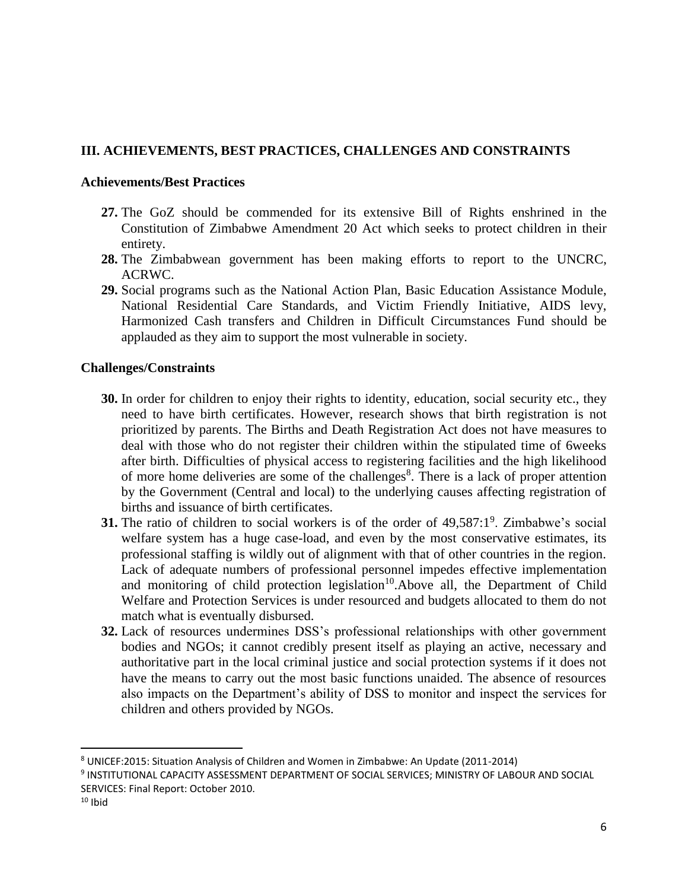## III. ACHIEVEMENTS, BEST PRACTICES, CHALLENGES AND CONSTRAINTS

### Achievements/Best Practices

**27.** The GoZ should be commended for its extensive Bill of Rights enshrined in the Constitution of Zimbabwe Amendment 20 Act which seeks to protect children in their entirety.

**28.** The Zimbabwean government has been making efforts to report to the UNCRC, ACRWC.

**29.** Social programs such as the National Action Plan, Basic Education Assistance Module, National Residential Care Standards, and Victim Friendly Initiative, AIDS levy, Harmonized Cash transfers and Children in Difficult Circumstances Fund should be applauded as they aim to support the most vulnerable in society.

### Challenges/Constraints

**30.** In order for children to enjoy their rights to identity, education, social security etc., they need to have birth certificates. However, research shows that birth registration is not prioritized by parents. The Births and Death Registration Act does not have measures to deal with those who do not register their children within the stipulated time of 6weeks after birth. Difficulties of physical access to registering facilities and the high likelihood of more home deliveries are some of the challenges[8]. There is a lack of proper attention by the Government (Central and local) to the underlying causes affecting registration of births and issuance of birth certificates.

**31.** The ratio of children to social workers is of the order of 49,587:1[9]. Zimbabwe's social welfare system has a huge case-load, and even by the most conservative estimates, its professional staffing is wildly out of alignment with that of other countries in the region. Lack of adequate numbers of professional personnel impedes effective implementation and monitoring of child protection legislation[10].Above all, the Department of Child Welfare and Protection Services is under resourced and budgets allocated to them do not match what is eventually disbursed.

**32.** Lack of resources undermines DSS's professional relationships with other government bodies and NGOs; it cannot credibly present itself as playing an active, necessary and authoritative part in the local criminal justice and social protection systems if it does not have the means to carry out the most basic functions unaided. The absence of resources also impacts on the Department's ability of DSS to monitor and inspect the services for children and others provided by NGOs.

---

[8] UNICEF:2015: Situation Analysis of Children and Women in Zimbabwe: An Update (2011-2014)

[9] INSTITUTIONAL CAPACITY ASSESSMENT DEPARTMENT OF SOCIAL SERVICES; MINISTRY OF LABOUR AND SOCIAL SERVICES: Final Report: October 2010.

[10] Ibid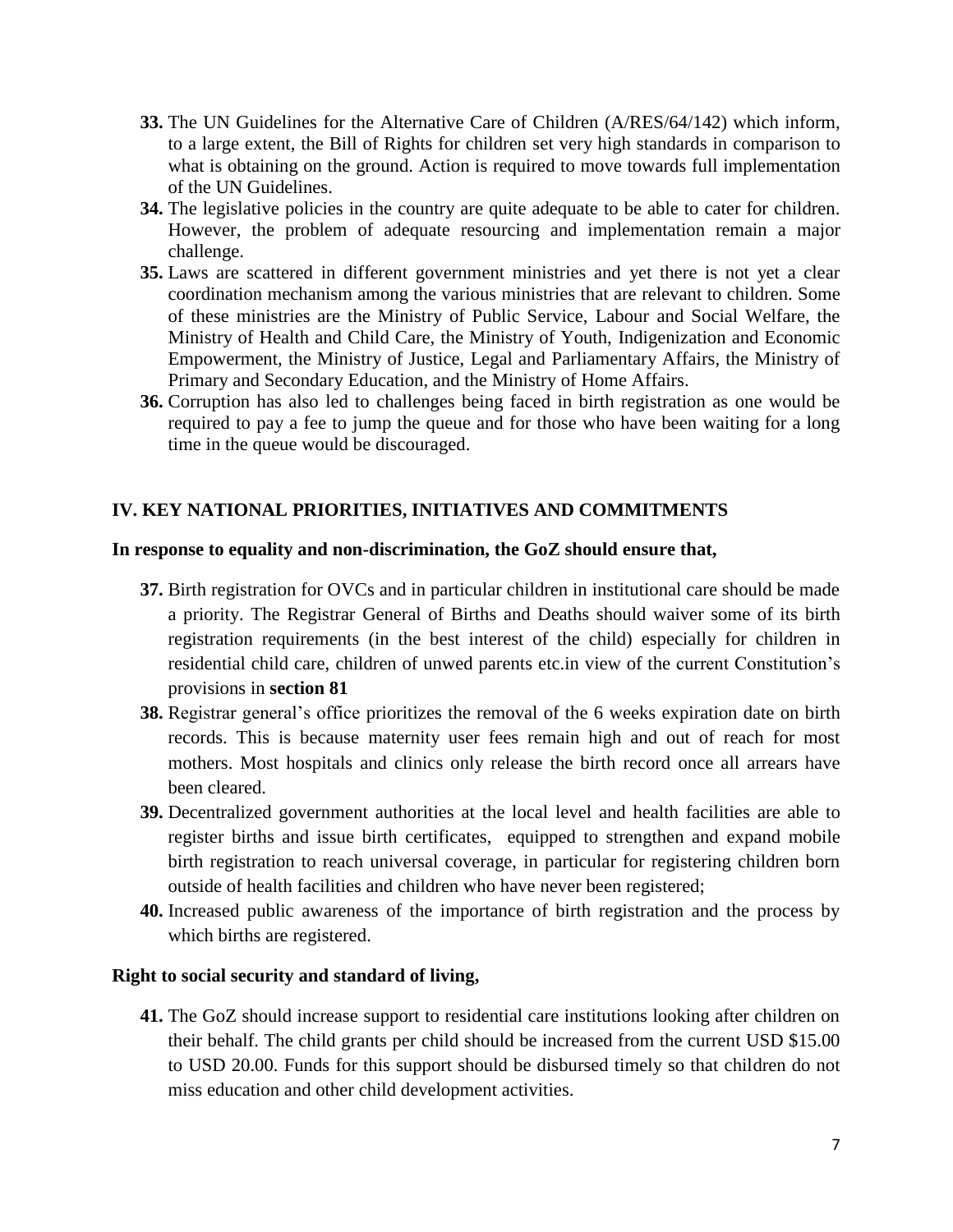33. The UN Guidelines for the Alternative Care of Children (A/RES/64/142) which inform, to a large extent, the Bill of Rights for children set very high standards in comparison to what is obtaining on the ground. Action is required to move towards full implementation of the UN Guidelines.
34. The legislative policies in the country are quite adequate to be able to cater for children. However, the problem of adequate resourcing and implementation remain a major challenge.
35. Laws are scattered in different government ministries and yet there is not yet a clear coordination mechanism among the various ministries that are relevant to children. Some of these ministries are the Ministry of Public Service, Labour and Social Welfare, the Ministry of Health and Child Care, the Ministry of Youth, Indigenization and Economic Empowerment, the Ministry of Justice, Legal and Parliamentary Affairs, the Ministry of Primary and Secondary Education, and the Ministry of Home Affairs.
36. Corruption has also led to challenges being faced in birth registration as one would be required to pay a fee to jump the queue and for those who have been waiting for a long time in the queue would be discouraged.

## IV. KEY NATIONAL PRIORITIES, INITIATIVES AND COMMITMENTS

**In response to equality and non-discrimination, the GoZ should ensure that,**

37. Birth registration for OVCs and in particular children in institutional care should be made a priority. The Registrar General of Births and Deaths should waiver some of its birth registration requirements (in the best interest of the child) especially for children in residential child care, children of unwed parents etc.in view of the current Constitution's provisions in **section 81**
38. Registrar general's office prioritizes the removal of the 6 weeks expiration date on birth records. This is because maternity user fees remain high and out of reach for most mothers. Most hospitals and clinics only release the birth record once all arrears have been cleared.
39. Decentralized government authorities at the local level and health facilities are able to register births and issue birth certificates, equipped to strengthen and expand mobile birth registration to reach universal coverage, in particular for registering children born outside of health facilities and children who have never been registered;
40. Increased public awareness of the importance of birth registration and the process by which births are registered.

**Right to social security and standard of living,**

41. The GoZ should increase support to residential care institutions looking after children on their behalf. The child grants per child should be increased from the current USD $15.00 to USD 20.00. Funds for this support should be disbursed timely so that children do not miss education and other child development activities.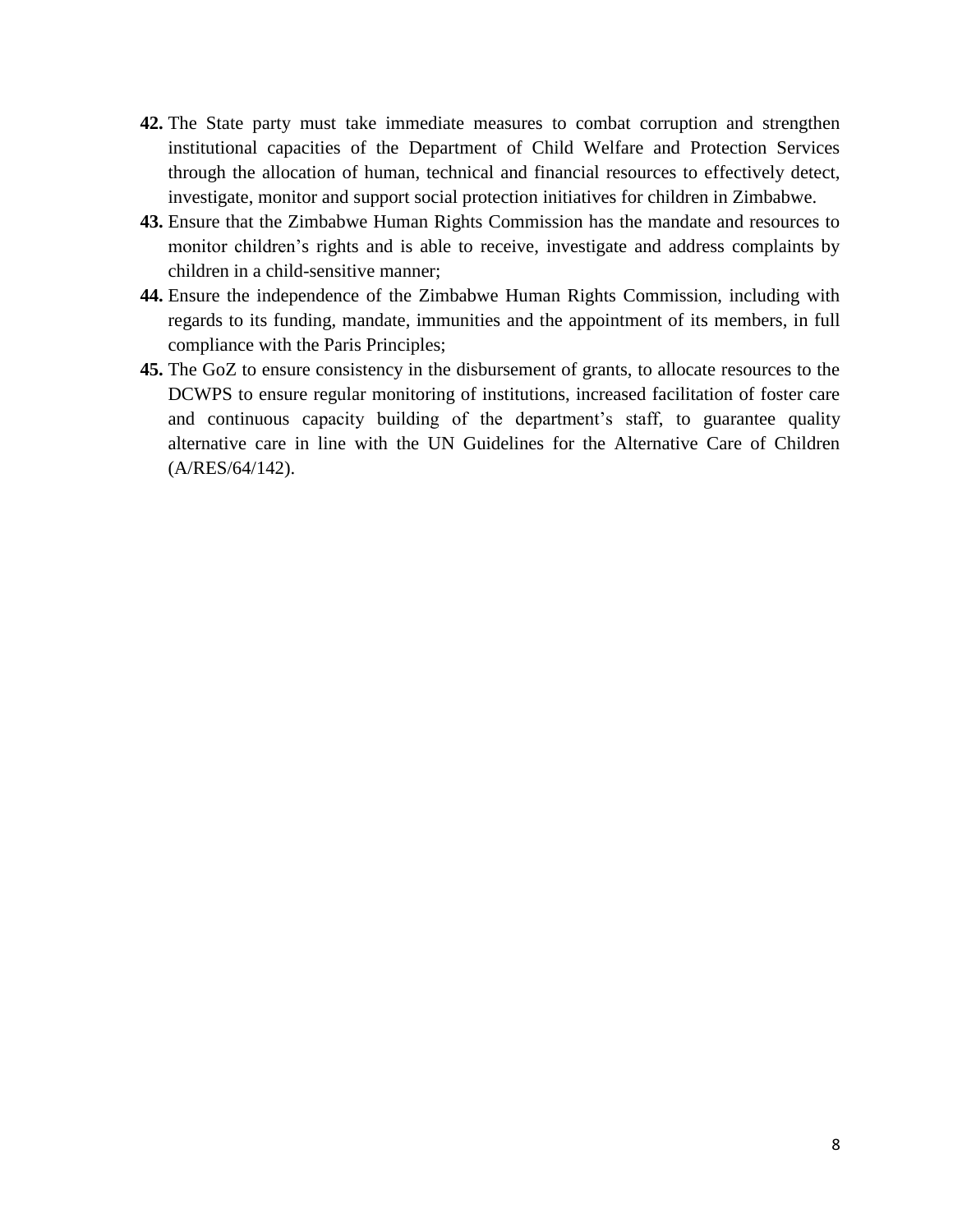**42.** The State party must take immediate measures to combat corruption and strengthen institutional capacities of the Department of Child Welfare and Protection Services through the allocation of human, technical and financial resources to effectively detect, investigate, monitor and support social protection initiatives for children in Zimbabwe.

**43.** Ensure that the Zimbabwe Human Rights Commission has the mandate and resources to monitor children's rights and is able to receive, investigate and address complaints by children in a child-sensitive manner;

**44.** Ensure the independence of the Zimbabwe Human Rights Commission, including with regards to its funding, mandate, immunities and the appointment of its members, in full compliance with the Paris Principles;

**45.** The GoZ to ensure consistency in the disbursement of grants, to allocate resources to the DCWPS to ensure regular monitoring of institutions, increased facilitation of foster care and continuous capacity building of the department's staff, to guarantee quality alternative care in line with the UN Guidelines for the Alternative Care of Children (A/RES/64/142).